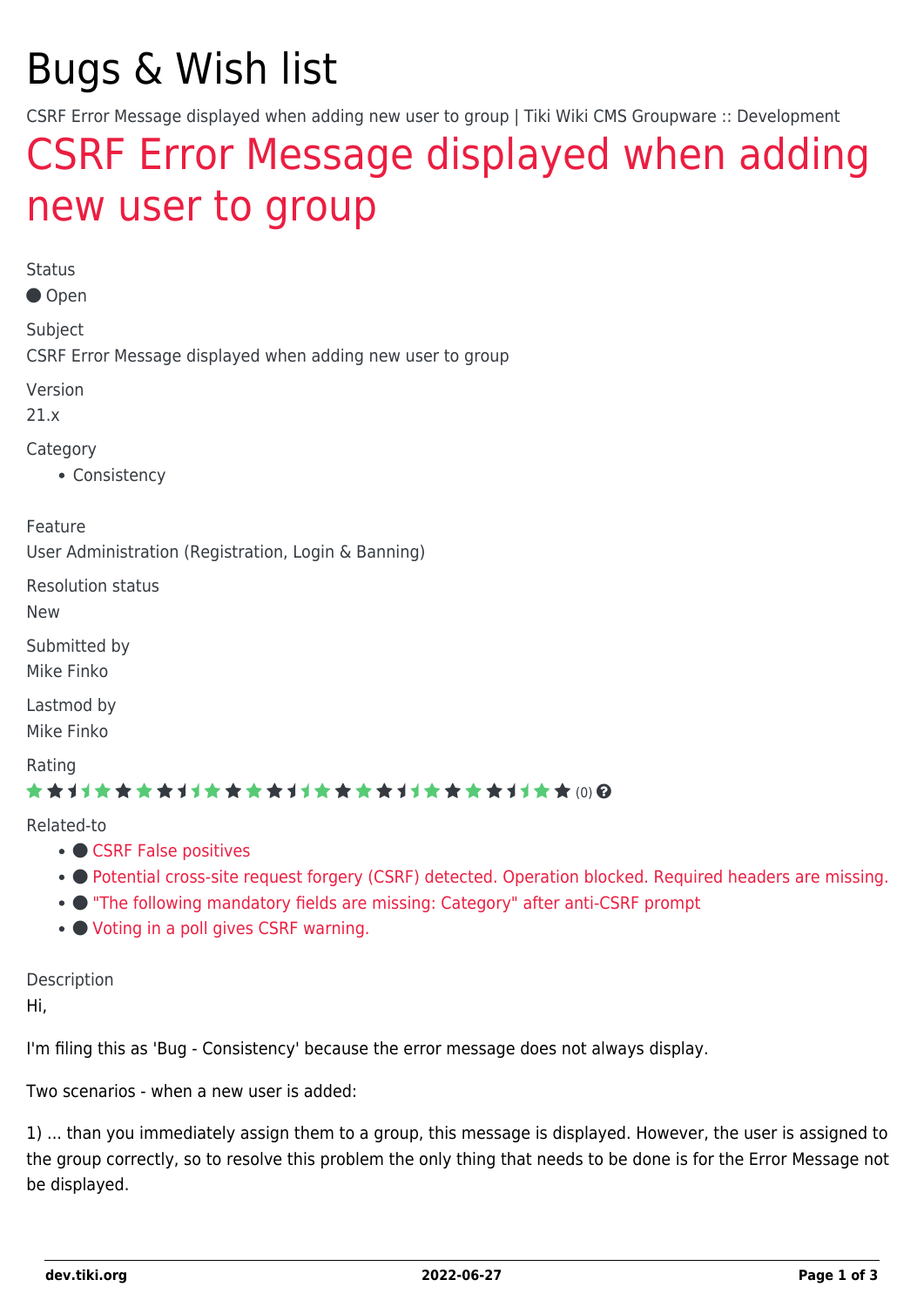# Bugs & Wish list

CSRF Error Message displayed when adding new user to group | Tiki Wiki CMS Groupware :: Development

## CSRF Error Message displayed when adding new user to group

Status

Open

Subject

CSRF Error Message displayed when adding new user to group

Version

21.x

Category

- Consistency

Feature

User Administration (Registration, Login & Banning)

Resolution status

New

Submitted by

Mike Finko

Lastmod by

Mike Finko

Rating

(0)

Related-to

- CSRF False positives
- Potential cross-site request forgery (CSRF) detected. Operation blocked. Required headers are missing.
- "The following mandatory fields are missing: Category" after anti-CSRF prompt
- Voting in a poll gives CSRF warning.

Description

Hi,

I'm filing this as 'Bug - Consistency' because the error message does not always display.

Two scenarios - when a new user is added:

1) ... than you immediately assign them to a group, this message is displayed. However, the user is assigned to the group correctly, so to resolve this problem the only thing that needs to be done is for the Error Message not be displayed.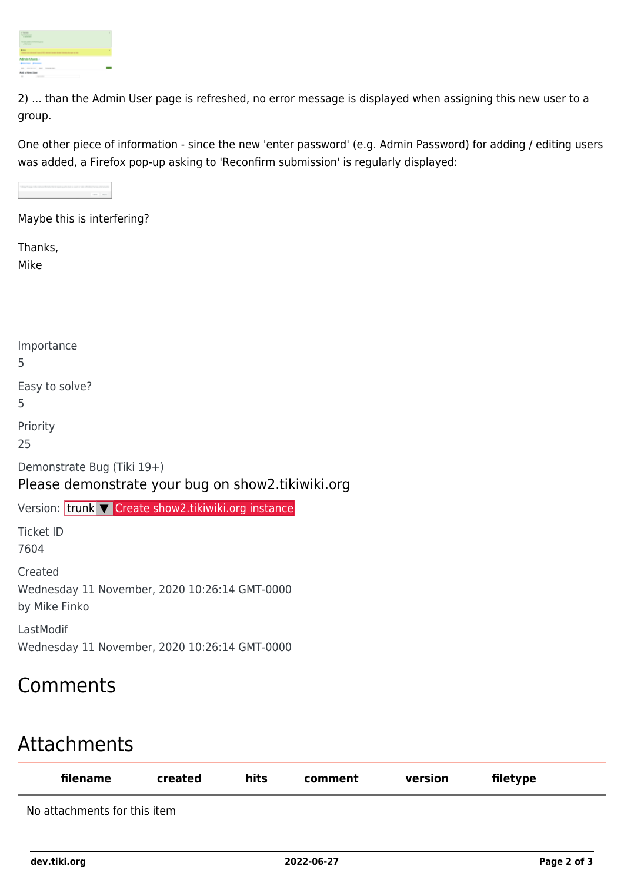2) ... than the Admin User page is refreshed, no error message is displayed when assigning this new user to a group.

One other piece of information - since the new 'enter password' (e.g. Admin Password) for adding / editing users was added, a Firefox pop-up asking to 'Reconfirm submission' is regularly displayed:

Maybe this is interfering?

Thanks,
Mike

Importance
5

Easy to solve?
5

Priority
25

Demonstrate Bug (Tiki 19+)

Please demonstrate your bug on show2.tikiwiki.org

Version: trunk ▼ Create show2.tikiwiki.org instance

Ticket ID
7604

Created
Wednesday 11 November, 2020 10:26:14 GMT-0000
by Mike Finko

LastModif
Wednesday 11 November, 2020 10:26:14 GMT-0000

# Comments

# Attachments

| filename | created | hits | comment | version | filetype |
| --- | --- | --- | --- | --- | --- |
| No attachments for this item | | | | | |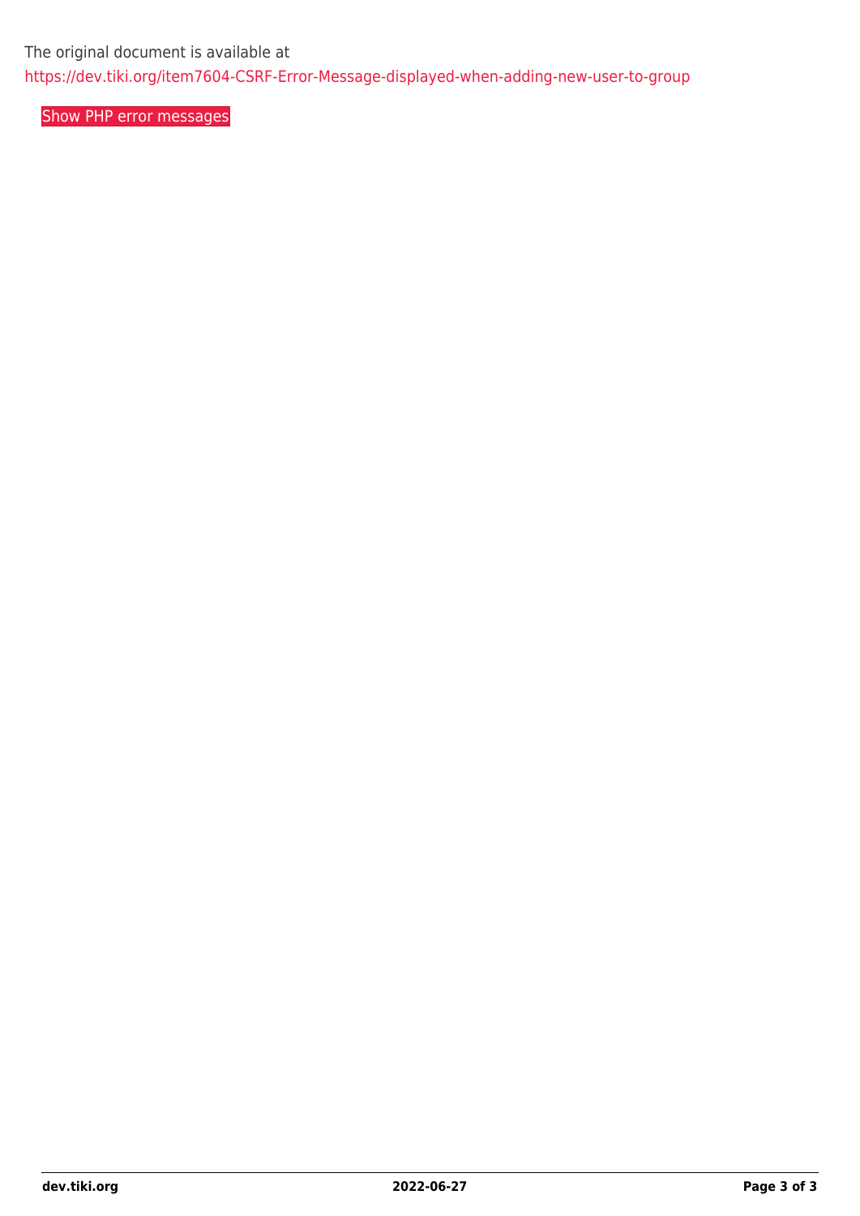The original document is available at
https://dev.tiki.org/item7604-CSRF-Error-Message-displayed-when-adding-new-user-to-group

Show PHP error messages